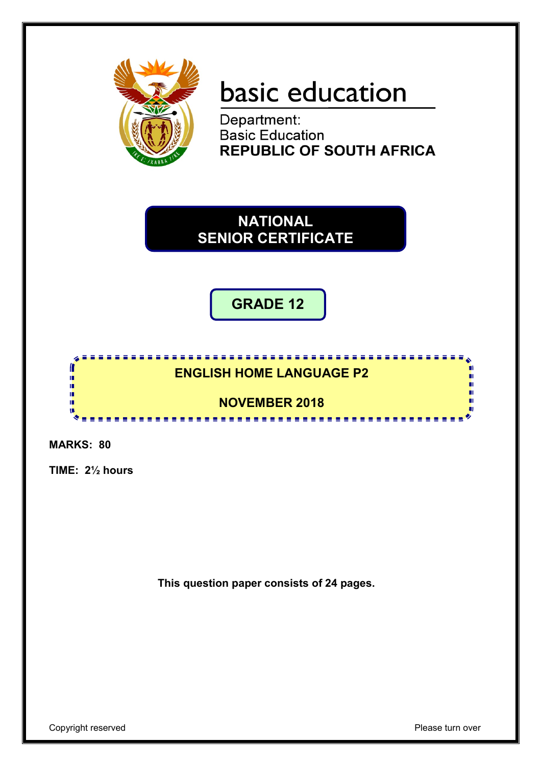basic education

Department:
Basic Education
**REPUBLIC OF SOUTH AFRICA**

# NATIONAL SENIOR CERTIFICATE

## GRADE 12

## ENGLISH HOME LANGUAGE P2

## NOVEMBER 2018

**MARKS: 80**

**TIME: 2½ hours**

**This question paper consists of 24 pages.**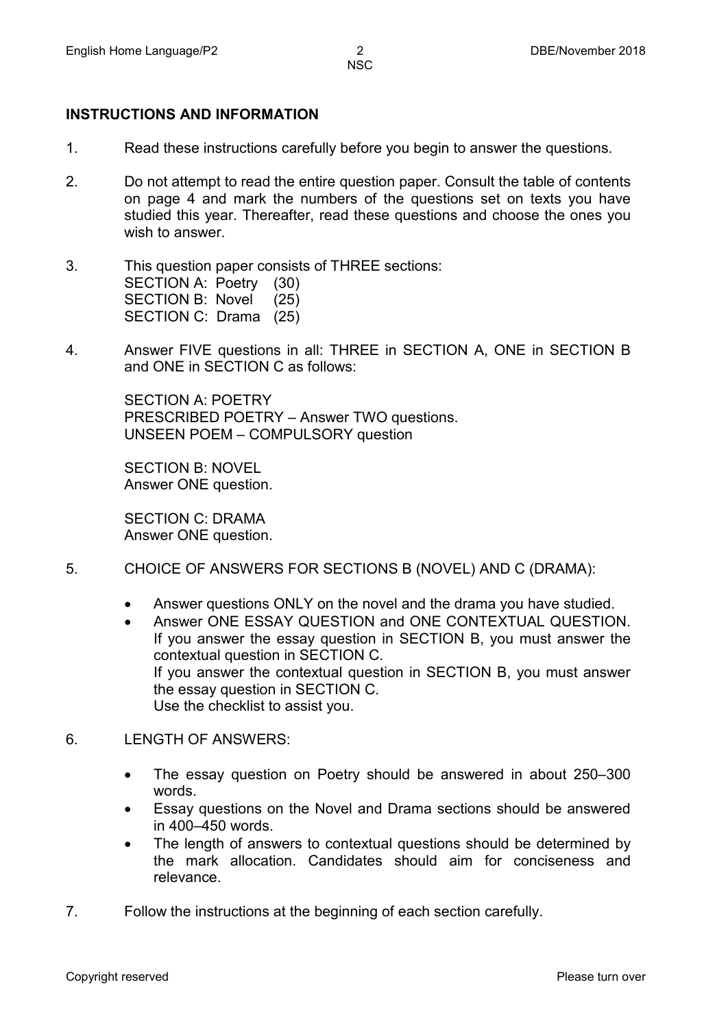## INSTRUCTIONS AND INFORMATION

1. Read these instructions carefully before you begin to answer the questions.

2. Do not attempt to read the entire question paper. Consult the table of contents on page 4 and mark the numbers of the questions set on texts you have studied this year. Thereafter, read these questions and choose the ones you wish to answer.

3. This question paper consists of THREE sections:
   SECTION A: Poetry (30)
   SECTION B: Novel (25)
   SECTION C: Drama (25)

4. Answer FIVE questions in all: THREE in SECTION A, ONE in SECTION B and ONE in SECTION C as follows:

   SECTION A: POETRY
   PRESCRIBED POETRY – Answer TWO questions.
   UNSEEN POEM – COMPULSORY question

   SECTION B: NOVEL
   Answer ONE question.

   SECTION C: DRAMA
   Answer ONE question.

5. CHOICE OF ANSWERS FOR SECTIONS B (NOVEL) AND C (DRAMA):

   - Answer questions ONLY on the novel and the drama you have studied.
   - Answer ONE ESSAY QUESTION and ONE CONTEXTUAL QUESTION. If you answer the essay question in SECTION B, you must answer the contextual question in SECTION C.
     If you answer the contextual question in SECTION B, you must answer the essay question in SECTION C.
     Use the checklist to assist you.

6. LENGTH OF ANSWERS:

   - The essay question on Poetry should be answered in about 250–300 words.
   - Essay questions on the Novel and Drama sections should be answered in 400–450 words.
   - The length of answers to contextual questions should be determined by the mark allocation. Candidates should aim for conciseness and relevance.

7. Follow the instructions at the beginning of each section carefully.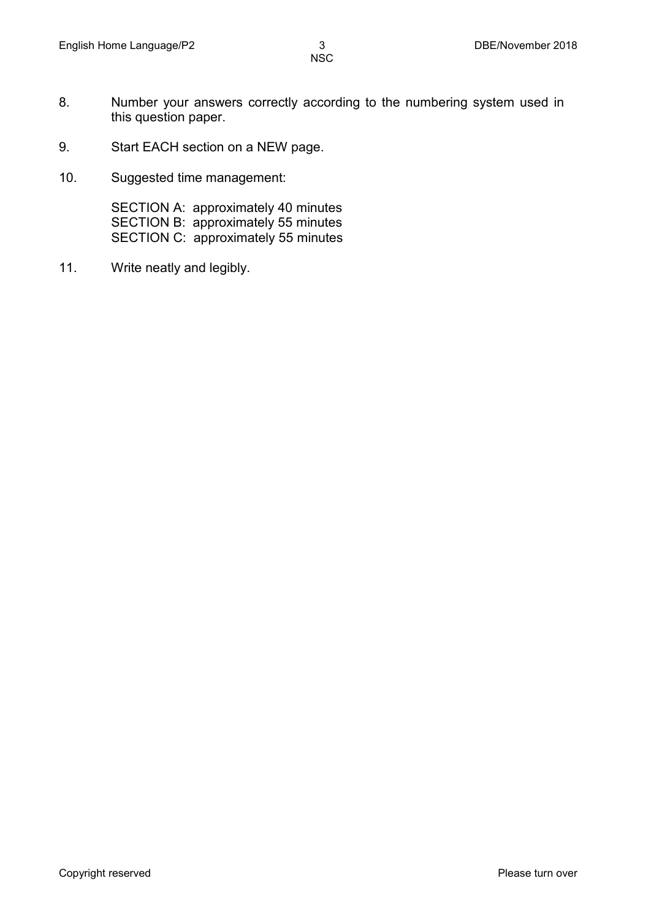8. Number your answers correctly according to the numbering system used in this question paper.

9. Start EACH section on a NEW page.

10. Suggested time management:

    SECTION A: approximately 40 minutes
    SECTION B: approximately 55 minutes
    SECTION C: approximately 55 minutes

11. Write neatly and legibly.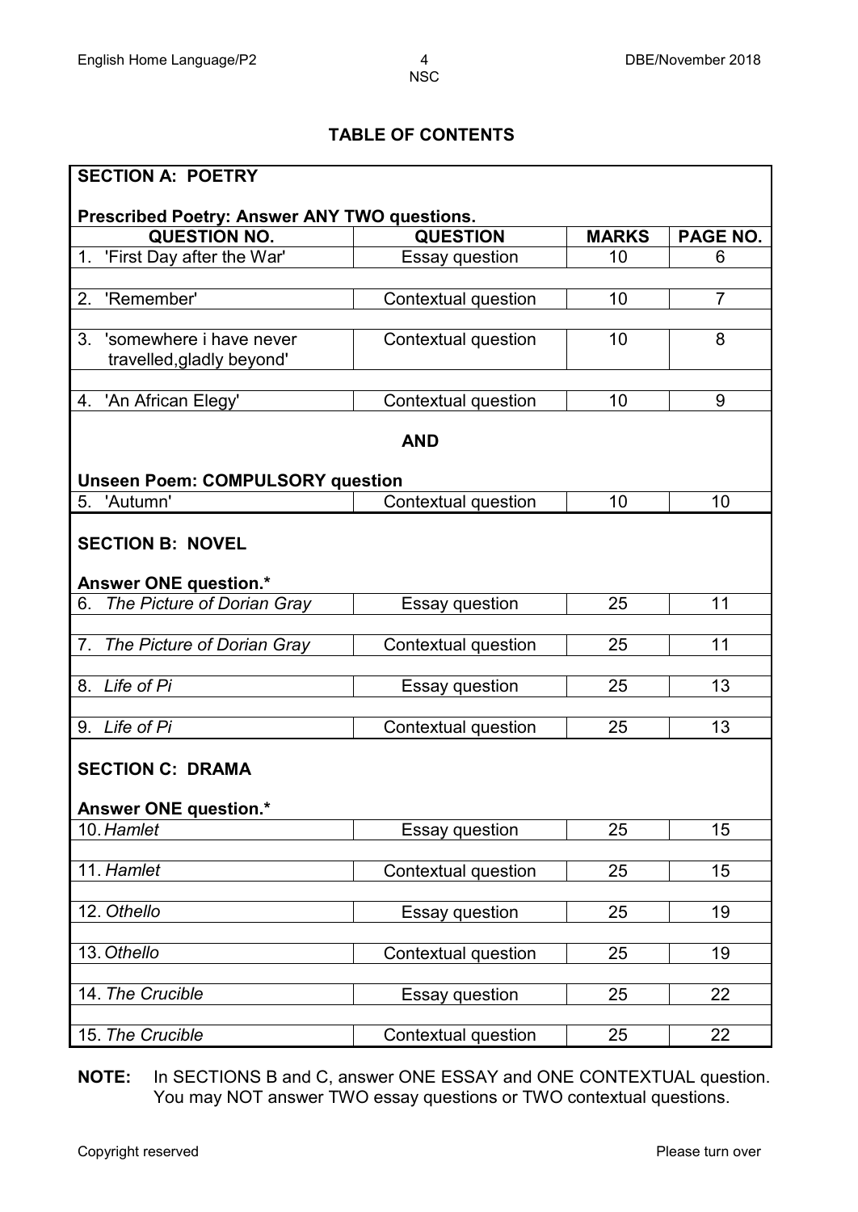## TABLE OF CONTENTS

| **SECTION A: POETRY** | | | |
|---|---|---|---|
| **Prescribed Poetry: Answer ANY TWO questions.** | | | |
| **QUESTION NO.** | **QUESTION** | **MARKS** | **PAGE NO.** |
| 1. 'First Day after the War' | Essay question | 10 | 6 |
| 2. 'Remember' | Contextual question | 10 | 7 |
| 3. 'somewhere i have never travelled,gladly beyond' | Contextual question | 10 | 8 |
| 4. 'An African Elegy' | Contextual question | 10 | 9 |
| **AND** | | | |
| **Unseen Poem: COMPULSORY question** | | | |
| 5. 'Autumn' | Contextual question | 10 | 10 |
| **SECTION B: NOVEL** | | | |
| **Answer ONE question.*** | | | |
| 6. *The Picture of Dorian Gray* | Essay question | 25 | 11 |
| 7. *The Picture of Dorian Gray* | Contextual question | 25 | 11 |
| 8. *Life of Pi* | Essay question | 25 | 13 |
| 9. *Life of Pi* | Contextual question | 25 | 13 |
| **SECTION C: DRAMA** | | | |
| **Answer ONE question.*** | | | |
| 10. *Hamlet* | Essay question | 25 | 15 |
| 11. *Hamlet* | Contextual question | 25 | 15 |
| 12. *Othello* | Essay question | 25 | 19 |
| 13. *Othello* | Contextual question | 25 | 19 |
| 14. *The Crucible* | Essay question | 25 | 22 |
| 15. *The Crucible* | Contextual question | 25 | 22 |

**NOTE:** In SECTIONS B and C, answer ONE ESSAY and ONE CONTEXTUAL question. You may NOT answer TWO essay questions or TWO contextual questions.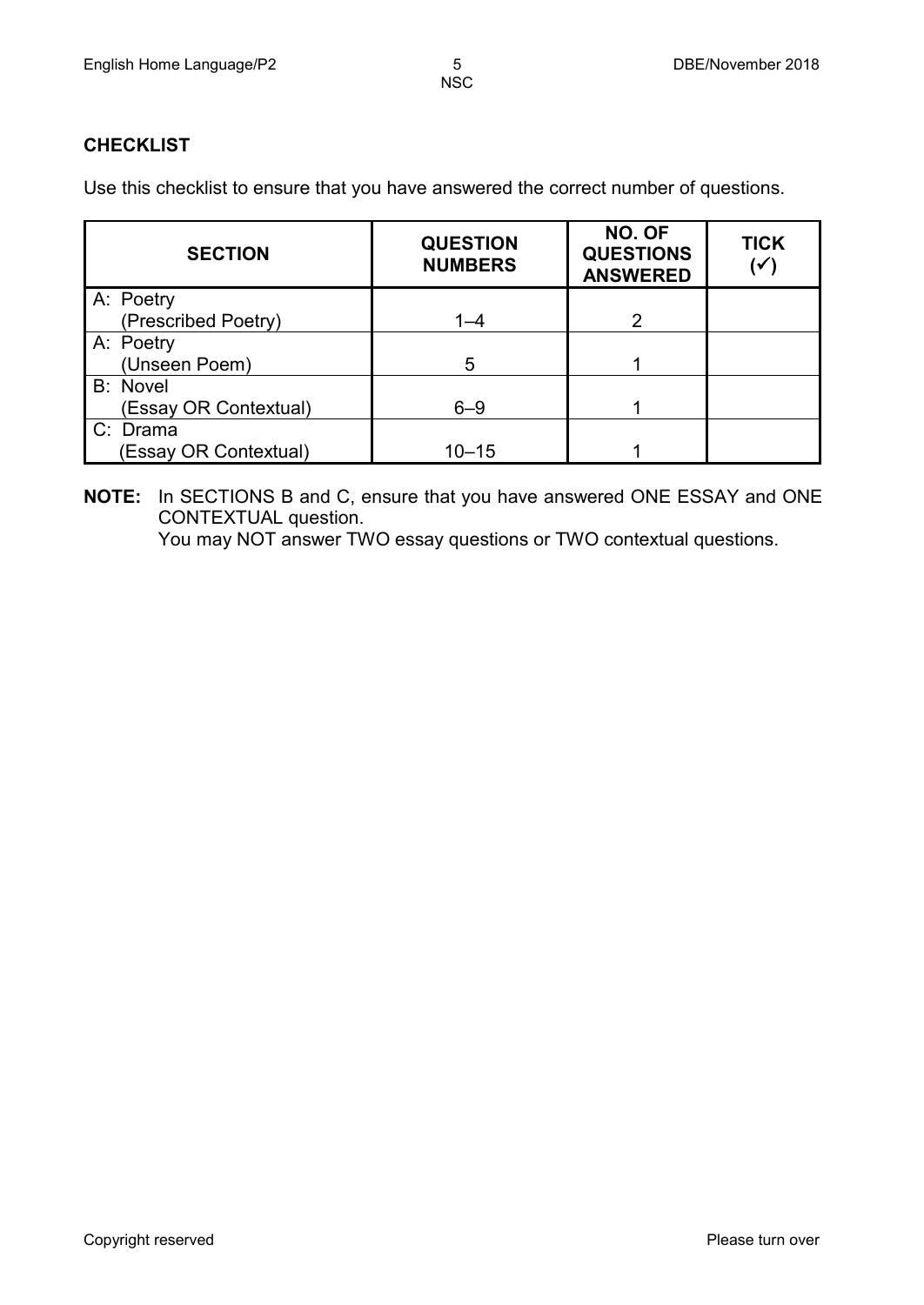## CHECKLIST

Use this checklist to ensure that you have answered the correct number of questions.

| SECTION | QUESTION NUMBERS | NO. OF QUESTIONS ANSWERED | TICK (✓) |
|---|---|---|---|
| A: Poetry (Prescribed Poetry) | 1–4 | 2 | |
| A: Poetry (Unseen Poem) | 5 | 1 | |
| B: Novel (Essay OR Contextual) | 6–9 | 1 | |
| C: Drama (Essay OR Contextual) | 10–15 | 1 | |

**NOTE:** In SECTIONS B and C, ensure that you have answered ONE ESSAY and ONE CONTEXTUAL question.
You may NOT answer TWO essay questions or TWO contextual questions.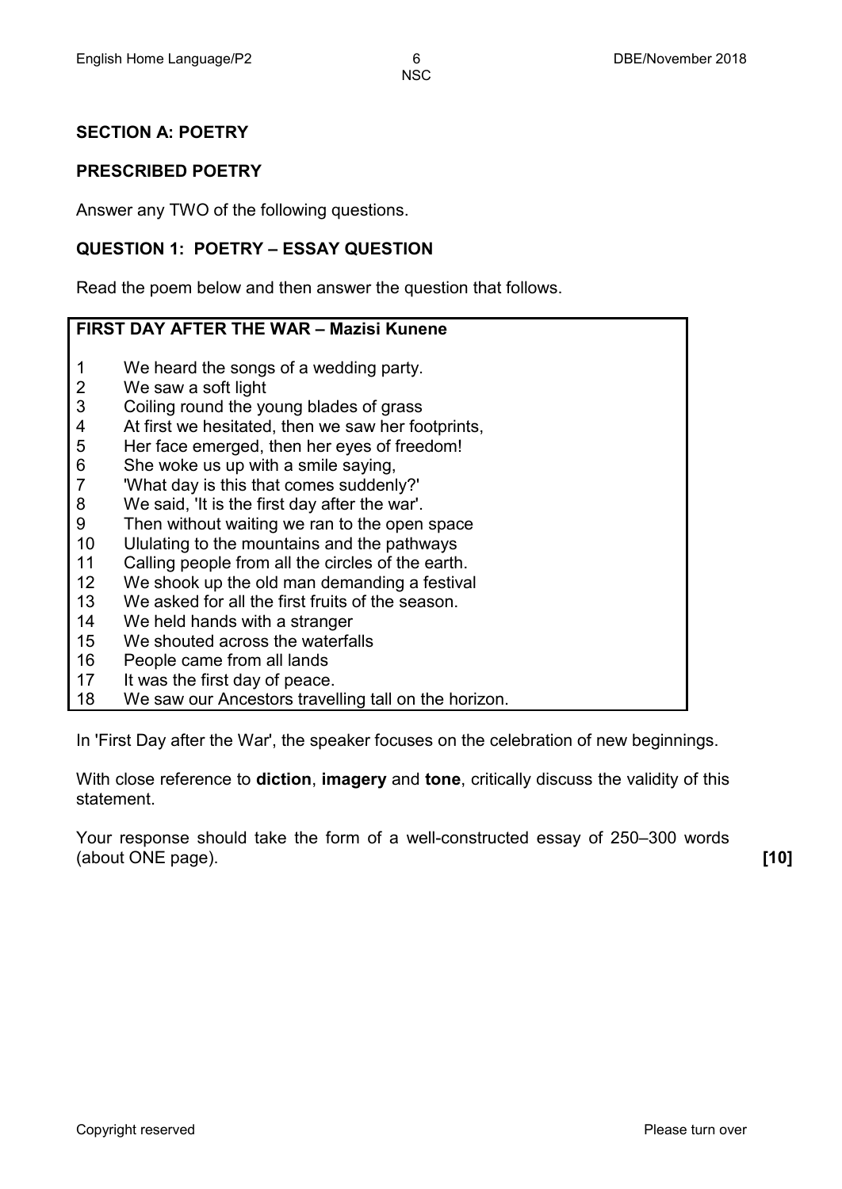## SECTION A: POETRY

### PRESCRIBED POETRY

Answer any TWO of the following questions.

### QUESTION 1: POETRY – ESSAY QUESTION

Read the poem below and then answer the question that follows.

| **FIRST DAY AFTER THE WAR – Mazisi Kunene** | |
|---|---|
| 1 | We heard the songs of a wedding party. |
| 2 | We saw a soft light |
| 3 | Coiling round the young blades of grass |
| 4 | At first we hesitated, then we saw her footprints, |
| 5 | Her face emerged, then her eyes of freedom! |
| 6 | She woke us up with a smile saying, |
| 7 | 'What day is this that comes suddenly?' |
| 8 | We said, 'It is the first day after the war'. |
| 9 | Then without waiting we ran to the open space |
| 10 | Ululating to the mountains and the pathways |
| 11 | Calling people from all the circles of the earth. |
| 12 | We shook up the old man demanding a festival |
| 13 | We asked for all the first fruits of the season. |
| 14 | We held hands with a stranger |
| 15 | We shouted across the waterfalls |
| 16 | People came from all lands |
| 17 | It was the first day of peace. |
| 18 | We saw our Ancestors travelling tall on the horizon. |

In 'First Day after the War', the speaker focuses on the celebration of new beginnings.

With close reference to **diction**, **imagery** and **tone**, critically discuss the validity of this statement.

Your response should take the form of a well-constructed essay of 250–300 words (about ONE page). **[10]**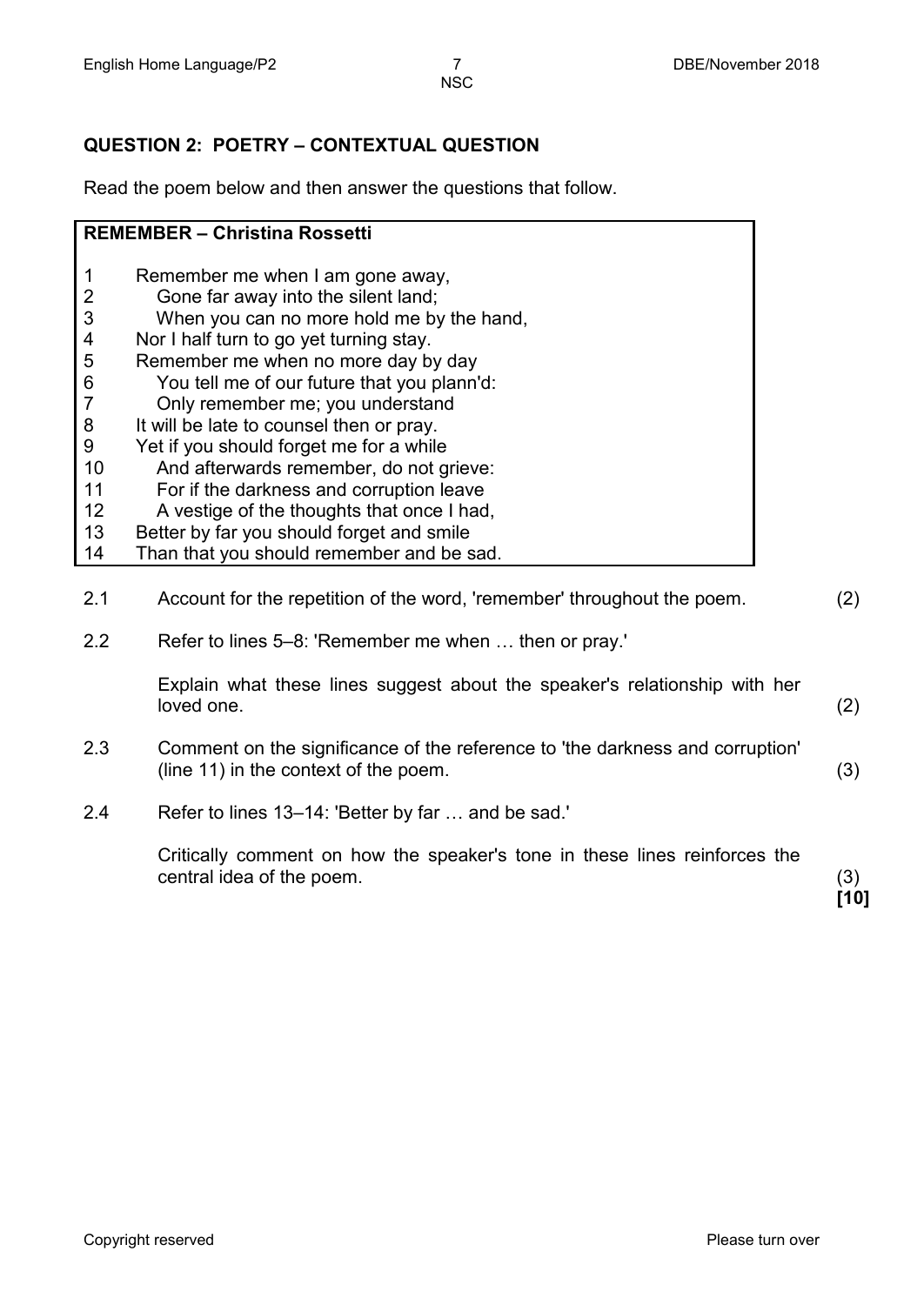## QUESTION 2: POETRY – CONTEXTUAL QUESTION

Read the poem below and then answer the questions that follow.

**REMEMBER – Christina Rossetti**

1 Remember me when I am gone away,
2     Gone far away into the silent land;
3     When you can no more hold me by the hand,
4 Nor I half turn to go yet turning stay.
5 Remember me when no more day by day
6     You tell me of our future that you plann'd:
7     Only remember me; you understand
8 It will be late to counsel then or pray.
9 Yet if you should forget me for a while
10     And afterwards remember, do not grieve:
11     For if the darkness and corruption leave
12     A vestige of the thoughts that once I had,
13 Better by far you should forget and smile
14 Than that you should remember and be sad.

2.1 Account for the repetition of the word, 'remember' throughout the poem. (2)

2.2 Refer to lines 5–8: 'Remember me when … then or pray.'

Explain what these lines suggest about the speaker's relationship with her loved one. (2)

2.3 Comment on the significance of the reference to 'the darkness and corruption' (line 11) in the context of the poem. (3)

2.4 Refer to lines 13–14: 'Better by far … and be sad.'

Critically comment on how the speaker's tone in these lines reinforces the central idea of the poem. (3)

**[10]**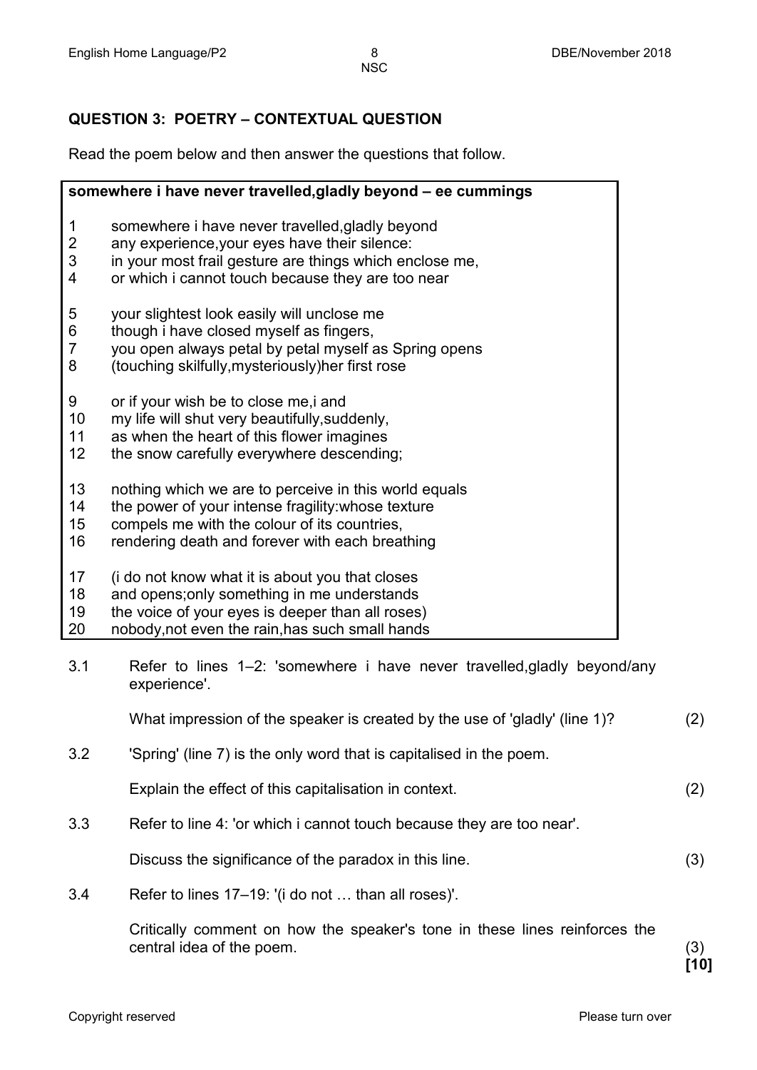## QUESTION 3: POETRY – CONTEXTUAL QUESTION

Read the poem below and then answer the questions that follow.

**somewhere i have never travelled,gladly beyond – ee cummings**

1 somewhere i have never travelled,gladly beyond
2 any experience,your eyes have their silence:
3 in your most frail gesture are things which enclose me,
4 or which i cannot touch because they are too near

5 your slightest look easily will unclose me
6 though i have closed myself as fingers,
7 you open always petal by petal myself as Spring opens
8 (touching skilfully,mysteriously)her first rose

9 or if your wish be to close me,i and
10 my life will shut very beautifully,suddenly,
11 as when the heart of this flower imagines
12 the snow carefully everywhere descending;

13 nothing which we are to perceive in this world equals
14 the power of your intense fragility:whose texture
15 compels me with the colour of its countries,
16 rendering death and forever with each breathing

17 (i do not know what it is about you that closes
18 and opens;only something in me understands
19 the voice of your eyes is deeper than all roses)
20 nobody,not even the rain,has such small hands

3.1 Refer to lines 1–2: 'somewhere i have never travelled,gladly beyond/any experience'.

What impression of the speaker is created by the use of 'gladly' (line 1)? (2)

3.2 'Spring' (line 7) is the only word that is capitalised in the poem.

Explain the effect of this capitalisation in context. (2)

3.3 Refer to line 4: 'or which i cannot touch because they are too near'.

Discuss the significance of the paradox in this line. (3)

3.4 Refer to lines 17–19: '(i do not … than all roses)'.

Critically comment on how the speaker's tone in these lines reinforces the central idea of the poem. (3)

**[10]**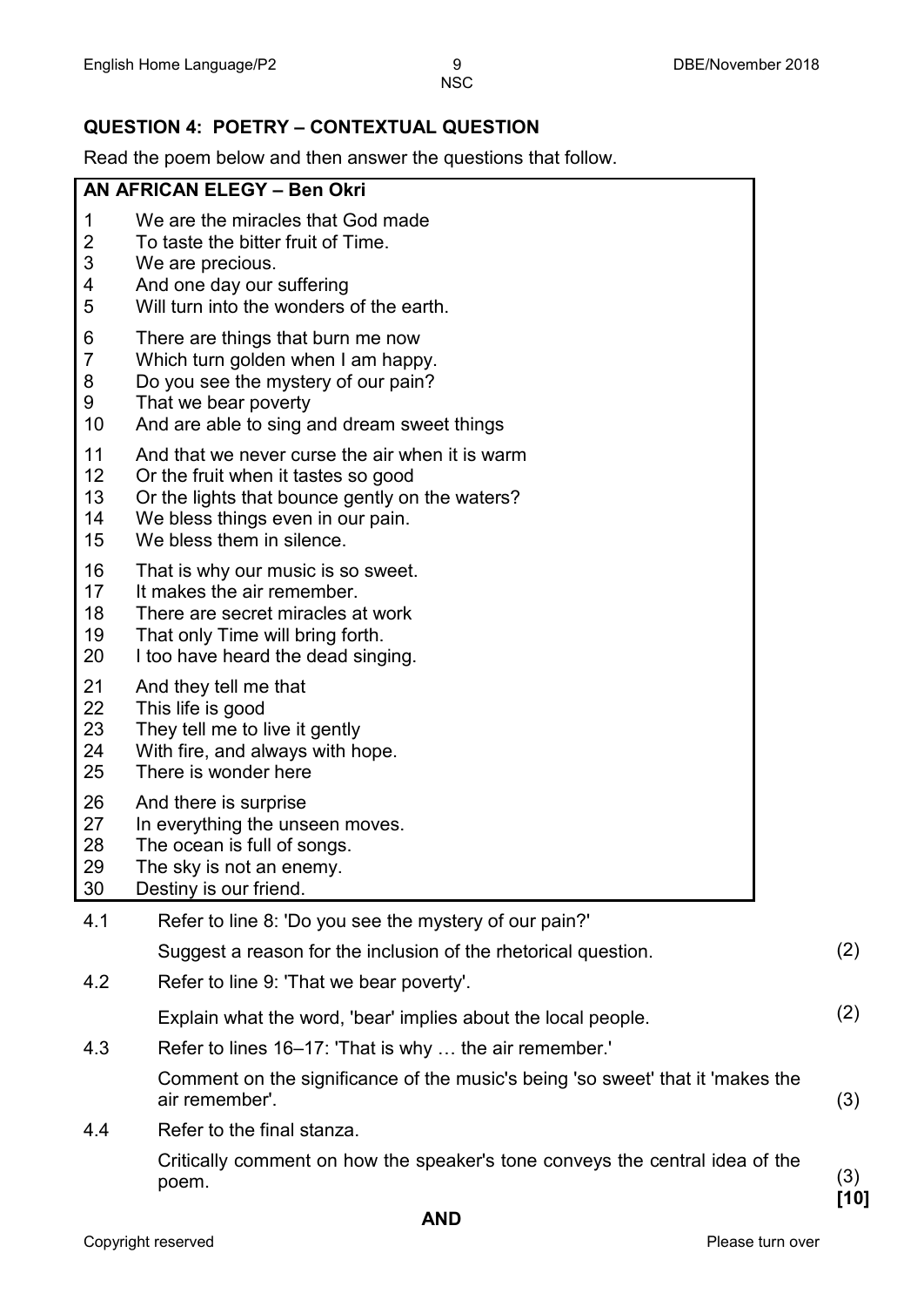## QUESTION 4: POETRY – CONTEXTUAL QUESTION

Read the poem below and then answer the questions that follow.

**AN AFRICAN ELEGY – Ben Okri**

1 We are the miracles that God made
2 To taste the bitter fruit of Time.
3 We are precious.
4 And one day our suffering
5 Will turn into the wonders of the earth.

6 There are things that burn me now
7 Which turn golden when I am happy.
8 Do you see the mystery of our pain?
9 That we bear poverty
10 And are able to sing and dream sweet things

11 And that we never curse the air when it is warm
12 Or the fruit when it tastes so good
13 Or the lights that bounce gently on the waters?
14 We bless things even in our pain.
15 We bless them in silence.

16 That is why our music is so sweet.
17 It makes the air remember.
18 There are secret miracles at work
19 That only Time will bring forth.
20 I too have heard the dead singing.

21 And they tell me that
22 This life is good
23 They tell me to live it gently
24 With fire, and always with hope.
25 There is wonder here

26 And there is surprise
27 In everything the unseen moves.
28 The ocean is full of songs.
29 The sky is not an enemy.
30 Destiny is our friend.

4.1 Refer to line 8: 'Do you see the mystery of our pain?'

Suggest a reason for the inclusion of the rhetorical question. (2)

4.2 Refer to line 9: 'That we bear poverty'.

Explain what the word, 'bear' implies about the local people. (2)

4.3 Refer to lines 16–17: 'That is why … the air remember.'

Comment on the significance of the music's being 'so sweet' that it 'makes the air remember'. (3)

4.4 Refer to the final stanza.

Critically comment on how the speaker's tone conveys the central idea of the poem. (3)

**[10]**

**AND**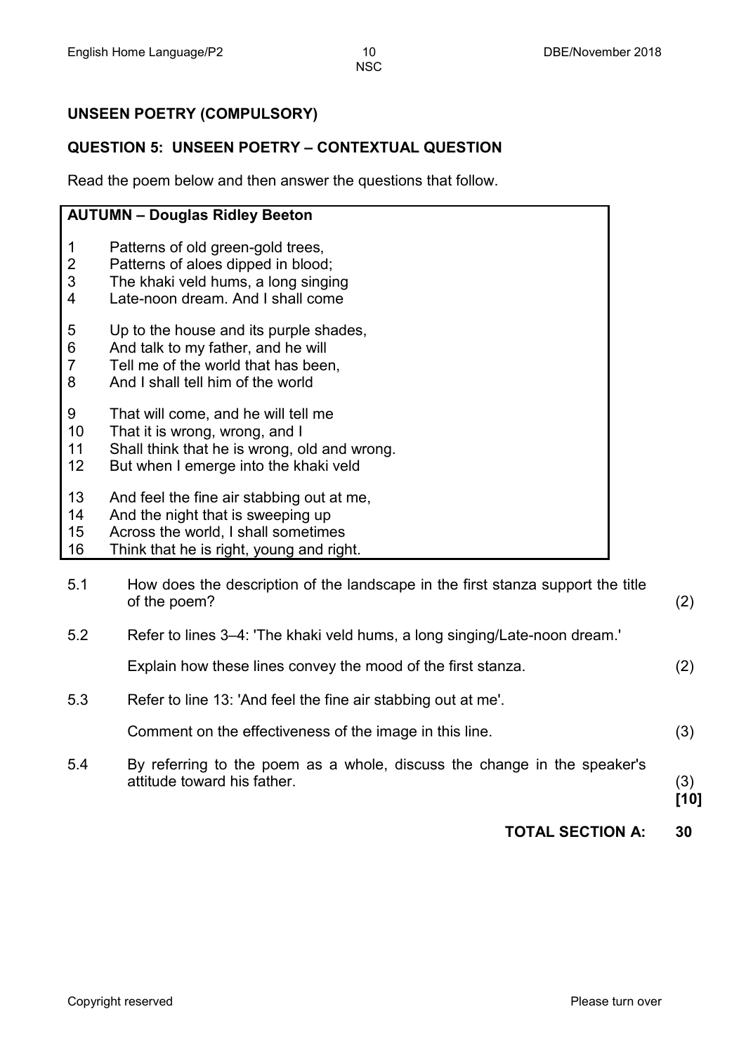## UNSEEN POETRY (COMPULSORY)

### QUESTION 5: UNSEEN POETRY – CONTEXTUAL QUESTION

Read the poem below and then answer the questions that follow.

**AUTUMN – Douglas Ridley Beeton**

1 Patterns of old green-gold trees,
2 Patterns of aloes dipped in blood;
3 The khaki veld hums, a long singing
4 Late-noon dream. And I shall come

5 Up to the house and its purple shades,
6 And talk to my father, and he will
7 Tell me of the world that has been,
8 And I shall tell him of the world

9 That will come, and he will tell me
10 That it is wrong, wrong, and I
11 Shall think that he is wrong, old and wrong.
12 But when I emerge into the khaki veld

13 And feel the fine air stabbing out at me,
14 And the night that is sweeping up
15 Across the world, I shall sometimes
16 Think that he is right, young and right.

5.1 How does the description of the landscape in the first stanza support the title of the poem? (2)

5.2 Refer to lines 3–4: 'The khaki veld hums, a long singing/Late-noon dream.'

Explain how these lines convey the mood of the first stanza. (2)

5.3 Refer to line 13: 'And feel the fine air stabbing out at me'.

Comment on the effectiveness of the image in this line. (3)

5.4 By referring to the poem as a whole, discuss the change in the speaker's attitude toward his father. (3)
**[10]**

**TOTAL SECTION A: 30**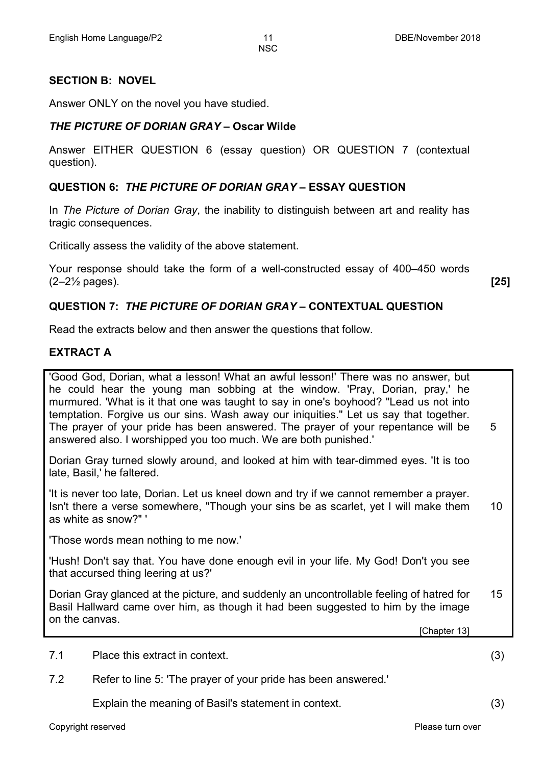## SECTION B: NOVEL

Answer ONLY on the novel you have studied.

### *THE PICTURE OF DORIAN GRAY* – Oscar Wilde

Answer EITHER QUESTION 6 (essay question) OR QUESTION 7 (contextual question).

### QUESTION 6: *THE PICTURE OF DORIAN GRAY* – ESSAY QUESTION

In *The Picture of Dorian Gray*, the inability to distinguish between art and reality has tragic consequences.

Critically assess the validity of the above statement.

Your response should take the form of a well-constructed essay of 400–450 words (2–2½ pages). **[25]**

### QUESTION 7: *THE PICTURE OF DORIAN GRAY* – CONTEXTUAL QUESTION

Read the extracts below and then answer the questions that follow.

### EXTRACT A

'Good God, Dorian, what a lesson! What an awful lesson!' There was no answer, but he could hear the young man sobbing at the window. 'Pray, Dorian, pray,' he murmured. 'What is it that one was taught to say in one's boyhood? "Lead us not into temptation. Forgive us our sins. Wash away our iniquities." Let us say that together. The prayer of your pride has been answered. The prayer of your repentance will be answered also. I worshipped you too much. We are both punished.' (5)

Dorian Gray turned slowly around, and looked at him with tear-dimmed eyes. 'It is too late, Basil,' he faltered.

'It is never too late, Dorian. Let us kneel down and try if we cannot remember a prayer. Isn't there a verse somewhere, "Though your sins be as scarlet, yet I will make them as white as snow?" ' (10)

'Those words mean nothing to me now.'

'Hush! Don't say that. You have done enough evil in your life. My God! Don't you see that accursed thing leering at us?'

Dorian Gray glanced at the picture, and suddenly an uncontrollable feeling of hatred for Basil Hallward came over him, as though it had been suggested to him by the image on the canvas. (15)

[Chapter 13]

7.1 Place this extract in context. (3)

7.2 Refer to line 5: 'The prayer of your pride has been answered.'

Explain the meaning of Basil's statement in context. (3)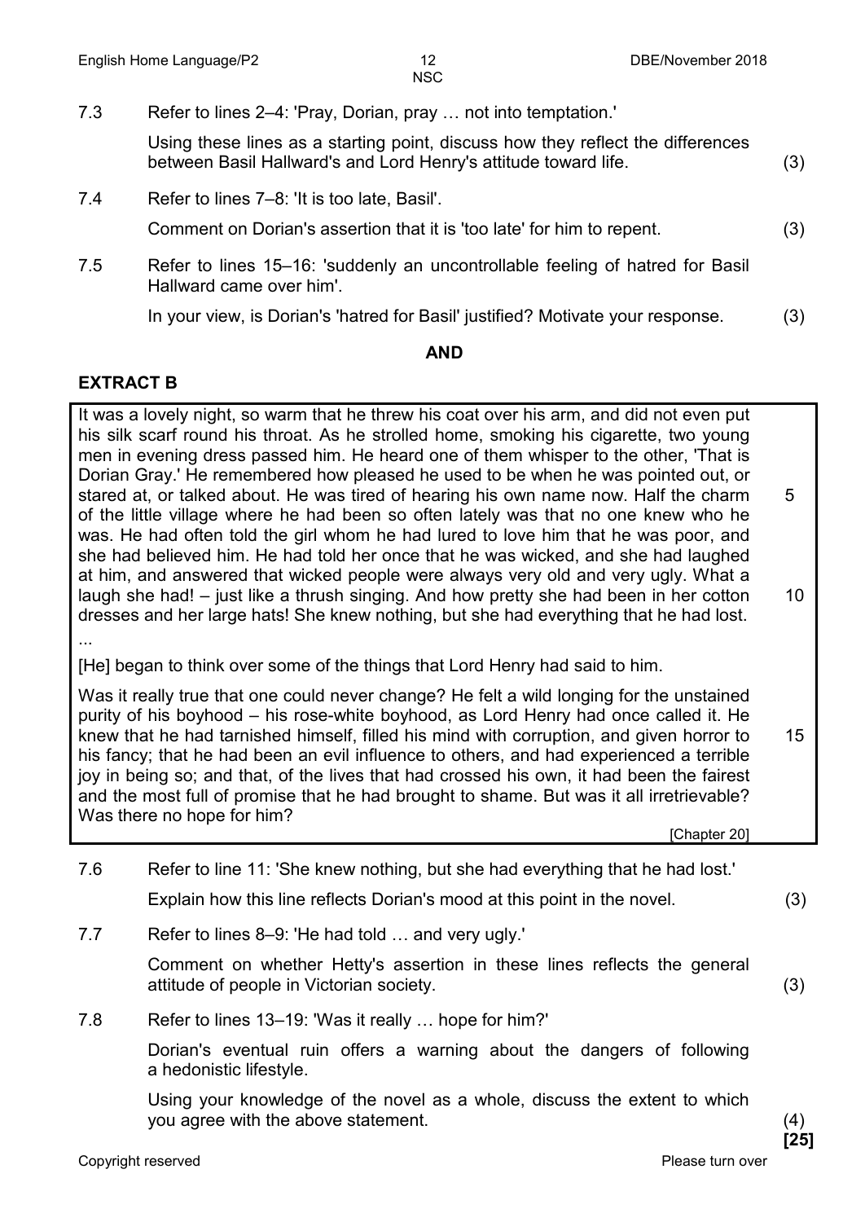7.3 Refer to lines 2–4: 'Pray, Dorian, pray … not into temptation.'

Using these lines as a starting point, discuss how they reflect the differences between Basil Hallward's and Lord Henry's attitude toward life. (3)

7.4 Refer to lines 7–8: 'It is too late, Basil'.

Comment on Dorian's assertion that it is 'too late' for him to repent. (3)

7.5 Refer to lines 15–16: 'suddenly an uncontrollable feeling of hatred for Basil Hallward came over him'.

In your view, is Dorian's 'hatred for Basil' justified? Motivate your response. (3)

**AND**

## EXTRACT B

It was a lovely night, so warm that he threw his coat over his arm, and did not even put his silk scarf round his throat. As he strolled home, smoking his cigarette, two young men in evening dress passed him. He heard one of them whisper to the other, 'That is Dorian Gray.' He remembered how pleased he used to be when he was pointed out, or stared at, or talked about. He was tired of hearing his own name now. Half the charm (5) of the little village where he had been so often lately was that no one knew who he was. He had often told the girl whom he had lured to love him that he was poor, and she had believed him. He had told her once that he was wicked, and she had laughed at him, and answered that wicked people were always very old and very ugly. What a laugh she had! – just like a thrush singing. And how pretty she had been in her cotton (10) dresses and her large hats! She knew nothing, but she had everything that he had lost.

...

[He] began to think over some of the things that Lord Henry had said to him.

Was it really true that one could never change? He felt a wild longing for the unstained purity of his boyhood – his rose-white boyhood, as Lord Henry had once called it. He knew that he had tarnished himself, filled his mind with corruption, and given horror to (15) his fancy; that he had been an evil influence to others, and had experienced a terrible joy in being so; and that, of the lives that had crossed his own, it had been the fairest and the most full of promise that he had brought to shame. But was it all irretrievable? Was there no hope for him?

[Chapter 20]

7.6 Refer to line 11: 'She knew nothing, but she had everything that he had lost.'

Explain how this line reflects Dorian's mood at this point in the novel. (3)

7.7 Refer to lines 8–9: 'He had told … and very ugly.'

Comment on whether Hetty's assertion in these lines reflects the general attitude of people in Victorian society. (3)

7.8 Refer to lines 13–19: 'Was it really … hope for him?'

Dorian's eventual ruin offers a warning about the dangers of following a hedonistic lifestyle.

Using your knowledge of the novel as a whole, discuss the extent to which you agree with the above statement. (4)

**[25]**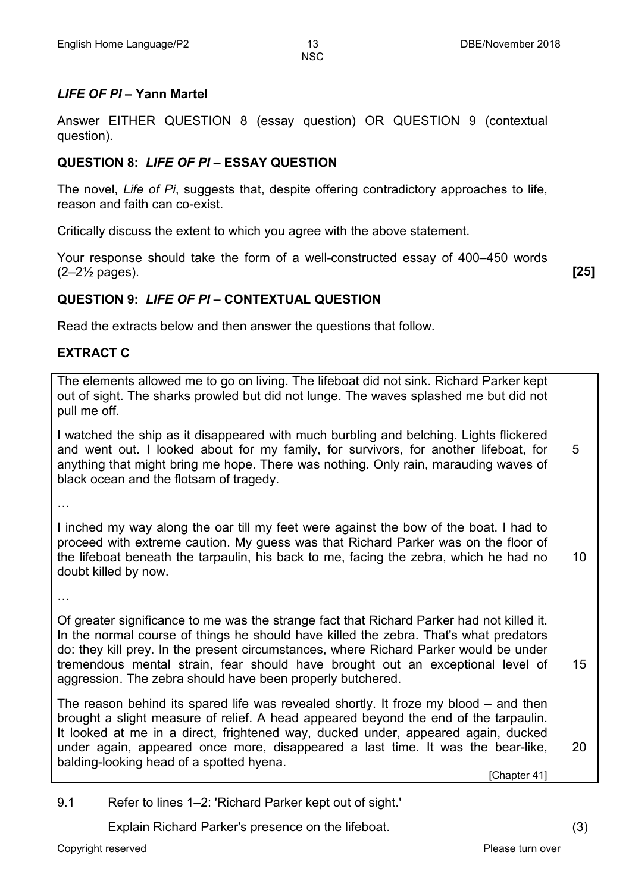## *LIFE OF PI* – Yann Martel

Answer EITHER QUESTION 8 (essay question) OR QUESTION 9 (contextual question).

### QUESTION 8: *LIFE OF PI* – ESSAY QUESTION

The novel, *Life of Pi*, suggests that, despite offering contradictory approaches to life, reason and faith can co-exist.

Critically discuss the extent to which you agree with the above statement.

Your response should take the form of a well-constructed essay of 400–450 words (2–2½ pages). **[25]**

### QUESTION 9: *LIFE OF PI* – CONTEXTUAL QUESTION

Read the extracts below and then answer the questions that follow.

#### EXTRACT C

The elements allowed me to go on living. The lifeboat did not sink. Richard Parker kept out of sight. The sharks prowled but did not lunge. The waves splashed me but did not pull me off.

I watched the ship as it disappeared with much burbling and belching. Lights flickered and went out. I looked about for my family, for survivors, for another lifeboat, for anything that might bring me hope. There was nothing. Only rain, marauding waves of black ocean and the flotsam of tragedy. 5

…

I inched my way along the oar till my feet were against the bow of the boat. I had to proceed with extreme caution. My guess was that Richard Parker was on the floor of the lifeboat beneath the tarpaulin, his back to me, facing the zebra, which he had no doubt killed by now. 10

…

Of greater significance to me was the strange fact that Richard Parker had not killed it. In the normal course of things he should have killed the zebra. That's what predators do: they kill prey. In the present circumstances, where Richard Parker would be under tremendous mental strain, fear should have brought out an exceptional level of aggression. The zebra should have been properly butchered. 15

The reason behind its spared life was revealed shortly. It froze my blood – and then brought a slight measure of relief. A head appeared beyond the end of the tarpaulin. It looked at me in a direct, frightened way, ducked under, appeared again, ducked under again, appeared once more, disappeared a last time. It was the bear-like, balding-looking head of a spotted hyena. 20

[Chapter 41]

9.1 Refer to lines 1–2: 'Richard Parker kept out of sight.'

Explain Richard Parker's presence on the lifeboat. (3)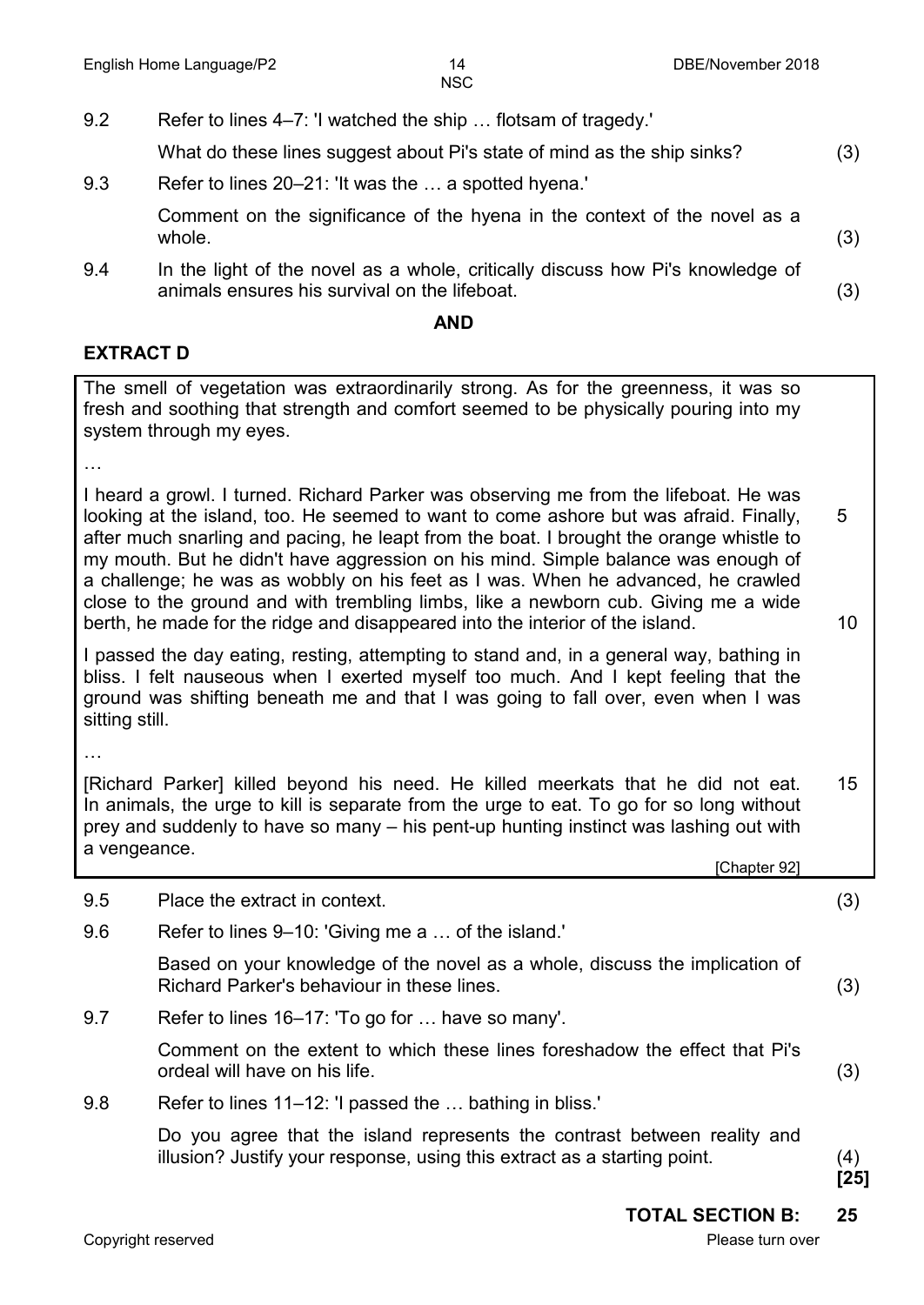9.2 Refer to lines 4–7: 'I watched the ship … flotsam of tragedy.'

What do these lines suggest about Pi's state of mind as the ship sinks? (3)

9.3 Refer to lines 20–21: 'It was the … a spotted hyena.'

Comment on the significance of the hyena in the context of the novel as a whole. (3)

9.4 In the light of the novel as a whole, critically discuss how Pi's knowledge of animals ensures his survival on the lifeboat. (3)

**AND**

## EXTRACT D

The smell of vegetation was extraordinarily strong. As for the greenness, it was so fresh and soothing that strength and comfort seemed to be physically pouring into my system through my eyes.

…

I heard a growl. I turned. Richard Parker was observing me from the lifeboat. He was looking at the island, too. He seemed to want to come ashore but was afraid. Finally, after much snarling and pacing, he leapt from the boat. I brought the orange whistle to my mouth. But he didn't have aggression on his mind. Simple balance was enough of a challenge; he was as wobbly on his feet as I was. When he advanced, he crawled close to the ground and with trembling limbs, like a newborn cub. Giving me a wide berth, he made for the ridge and disappeared into the interior of the island. (5, 10)

I passed the day eating, resting, attempting to stand and, in a general way, bathing in bliss. I felt nauseous when I exerted myself too much. And I kept feeling that the ground was shifting beneath me and that I was going to fall over, even when I was sitting still.

…

[Richard Parker] killed beyond his need. He killed meerkats that he did not eat. In animals, the urge to kill is separate from the urge to eat. To go for so long without prey and suddenly to have so many – his pent-up hunting instinct was lashing out with a vengeance. (15)

[Chapter 92]

9.5 Place the extract in context. (3)

9.6 Refer to lines 9–10: 'Giving me a … of the island.'

Based on your knowledge of the novel as a whole, discuss the implication of Richard Parker's behaviour in these lines. (3)

9.7 Refer to lines 16–17: 'To go for … have so many'.

Comment on the extent to which these lines foreshadow the effect that Pi's ordeal will have on his life. (3)

9.8 Refer to lines 11–12: 'I passed the … bathing in bliss.'

Do you agree that the island represents the contrast between reality and illusion? Justify your response, using this extract as a starting point. (4)
**[25]**

**TOTAL SECTION B: 25**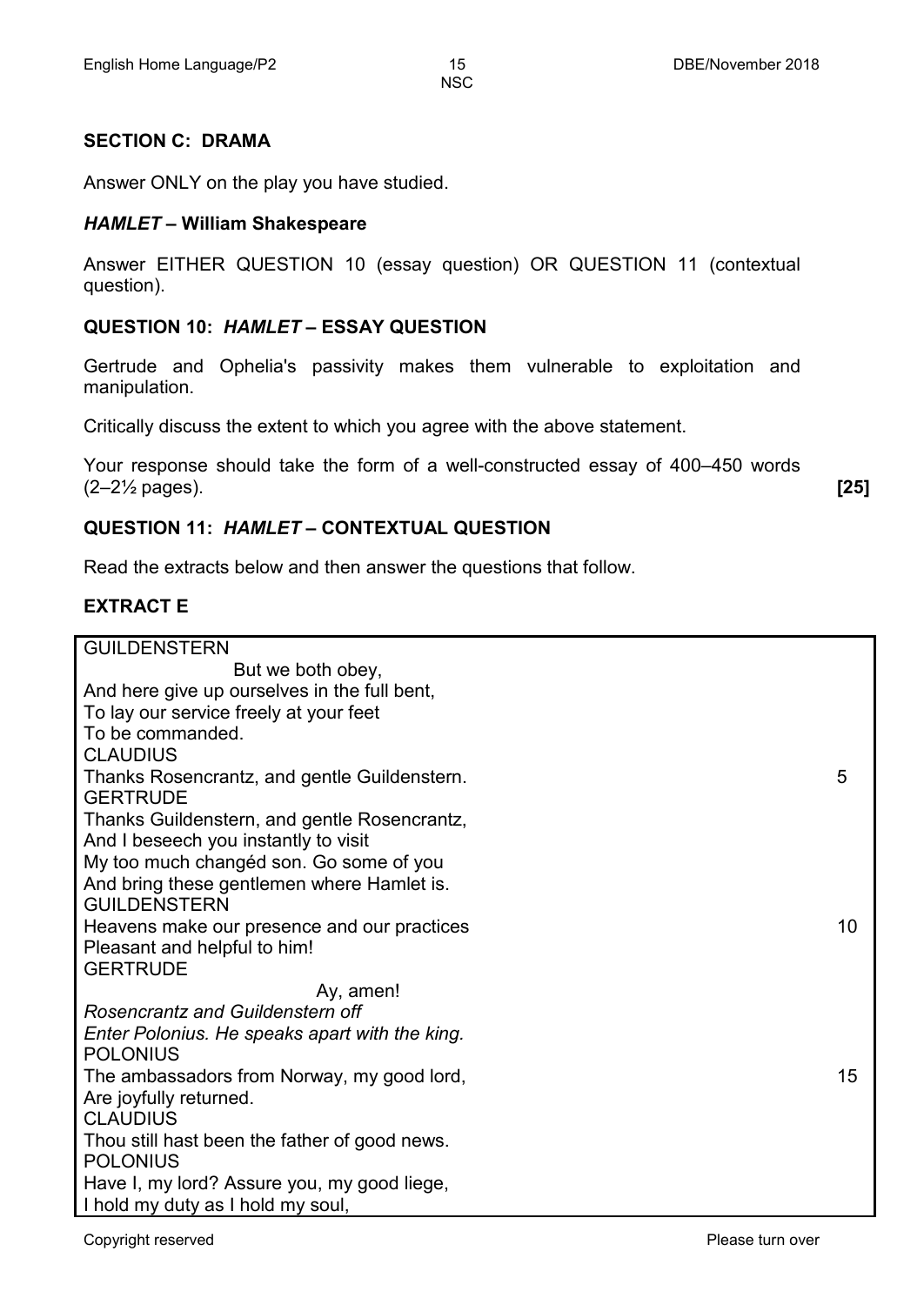## SECTION C: DRAMA

Answer ONLY on the play you have studied.

### *HAMLET* – William Shakespeare

Answer EITHER QUESTION 10 (essay question) OR QUESTION 11 (contextual question).

### QUESTION 10: *HAMLET* – ESSAY QUESTION

Gertrude and Ophelia's passivity makes them vulnerable to exploitation and manipulation.

Critically discuss the extent to which you agree with the above statement.

Your response should take the form of a well-constructed essay of 400–450 words (2–2½ pages). **[25]**

### QUESTION 11: *HAMLET* – CONTEXTUAL QUESTION

Read the extracts below and then answer the questions that follow.

### EXTRACT E

GUILDENSTERN
But we both obey,
And here give up ourselves in the full bent,
To lay our service freely at your feet
To be commanded.
CLAUDIUS
Thanks Rosencrantz, and gentle Guildenstern. 5
GERTRUDE
Thanks Guildenstern, and gentle Rosencrantz,
And I beseech you instantly to visit
My too much changéd son. Go some of you
And bring these gentlemen where Hamlet is.
GUILDENSTERN
Heavens make our presence and our practices 10
Pleasant and helpful to him!
GERTRUDE
Ay, amen!
*Rosencrantz and Guildenstern off*
*Enter Polonius. He speaks apart with the king.*
POLONIUS
The ambassadors from Norway, my good lord, 15
Are joyfully returned.
CLAUDIUS
Thou still hast been the father of good news.
POLONIUS
Have I, my lord? Assure you, my good liege,
I hold my duty as I hold my soul,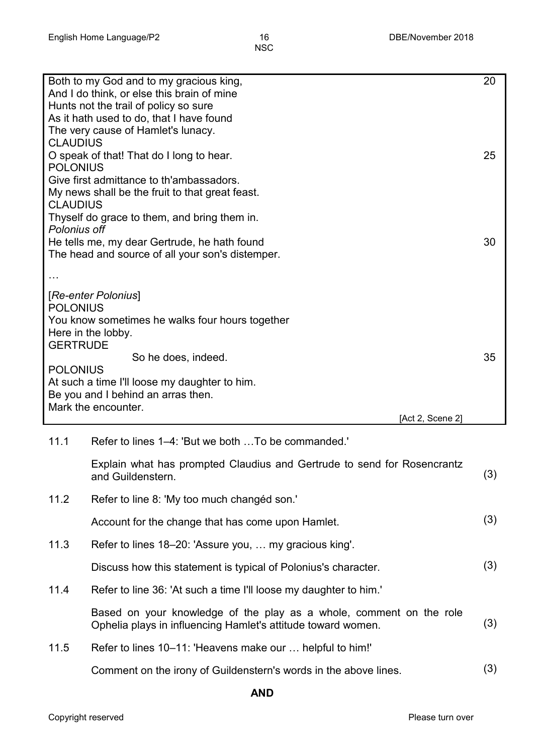Both to my God and to my gracious king, 20
And I do think, or else this brain of mine
Hunts not the trail of policy so sure
As it hath used to do, that I have found
The very cause of Hamlet's lunacy.
CLAUDIUS
O speak of that! That do I long to hear. 25
POLONIUS
Give first admittance to th'ambassadors.
My news shall be the fruit to that great feast.
CLAUDIUS
Thyself do grace to them, and bring them in.
*Polonius off*
He tells me, my dear Gertrude, he hath found 30
The head and source of all your son's distemper.

…

[*Re-enter Polonius*]
POLONIUS
You know sometimes he walks four hours together
Here in the lobby.
GERTRUDE
So he does, indeed. 35
POLONIUS
At such a time I'll loose my daughter to him.
Be you and I behind an arras then.
Mark the encounter.

[Act 2, Scene 2]

11.1 Refer to lines 1–4: 'But we both …To be commanded.'

Explain what has prompted Claudius and Gertrude to send for Rosencrantz and Guildenstern. (3)

11.2 Refer to line 8: 'My too much changéd son.'

Account for the change that has come upon Hamlet. (3)

11.3 Refer to lines 18–20: 'Assure you, … my gracious king'.

Discuss how this statement is typical of Polonius's character. (3)

11.4 Refer to line 36: 'At such a time I'll loose my daughter to him.'

Based on your knowledge of the play as a whole, comment on the role Ophelia plays in influencing Hamlet's attitude toward women. (3)

11.5 Refer to lines 10–11: 'Heavens make our … helpful to him!'

Comment on the irony of Guildenstern's words in the above lines. (3)

**AND**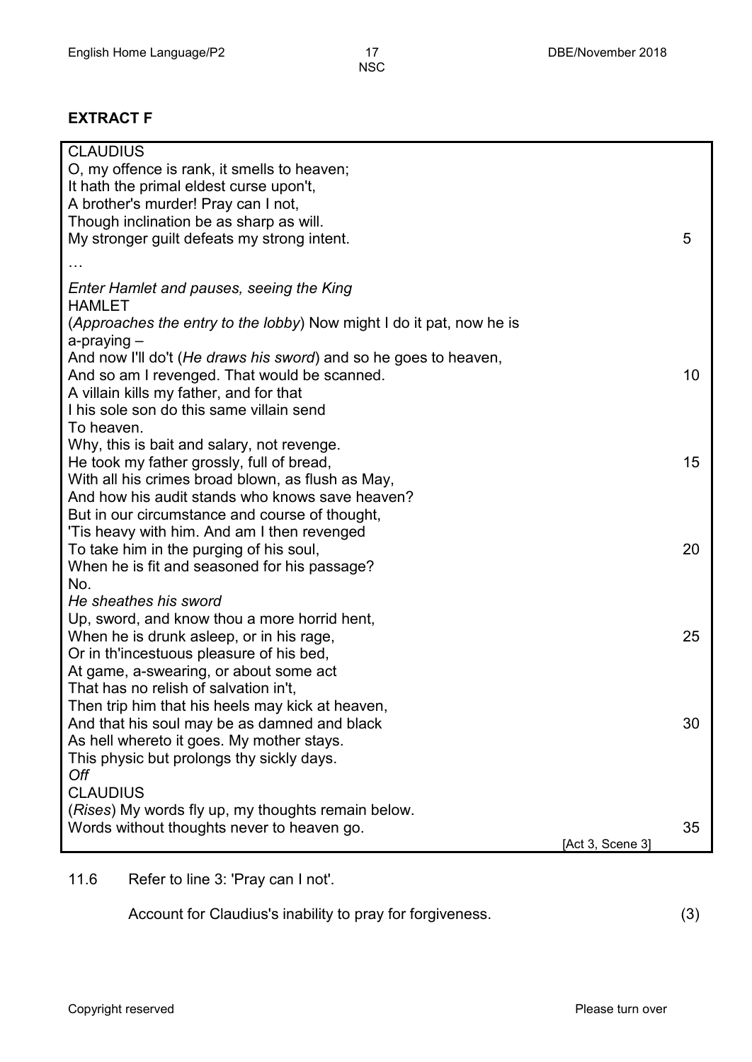## EXTRACT F

CLAUDIUS
O, my offence is rank, it smells to heaven;
It hath the primal eldest curse upon't,
A brother's murder! Pray can I not,
Though inclination be as sharp as will.
My stronger guilt defeats my strong intent. 5

…

*Enter Hamlet and pauses, seeing the King*
HAMLET
(*Approaches the entry to the lobby*) Now might I do it pat, now he is a-praying –
And now I'll do't (*He draws his sword*) and so he goes to heaven,
And so am I revenged. That would be scanned. 10
A villain kills my father, and for that
I his sole son do this same villain send
To heaven.
Why, this is bait and salary, not revenge.
He took my father grossly, full of bread, 15
With all his crimes broad blown, as flush as May,
And how his audit stands who knows save heaven?
But in our circumstance and course of thought,
'Tis heavy with him. And am I then revenged
To take him in the purging of his soul, 20
When he is fit and seasoned for his passage?
No.
*He sheathes his sword*
Up, sword, and know thou a more horrid hent,
When he is drunk asleep, or in his rage, 25
Or in th'incestuous pleasure of his bed,
At game, a-swearing, or about some act
That has no relish of salvation in't,
Then trip him that his heels may kick at heaven,
And that his soul may be as damned and black 30
As hell whereto it goes. My mother stays.
This physic but prolongs thy sickly days.
*Off*
CLAUDIUS
(*Rises*) My words fly up, my thoughts remain below.
Words without thoughts never to heaven go. 35

[Act 3, Scene 3]

11.6 Refer to line 3: 'Pray can I not'.

Account for Claudius's inability to pray for forgiveness. (3)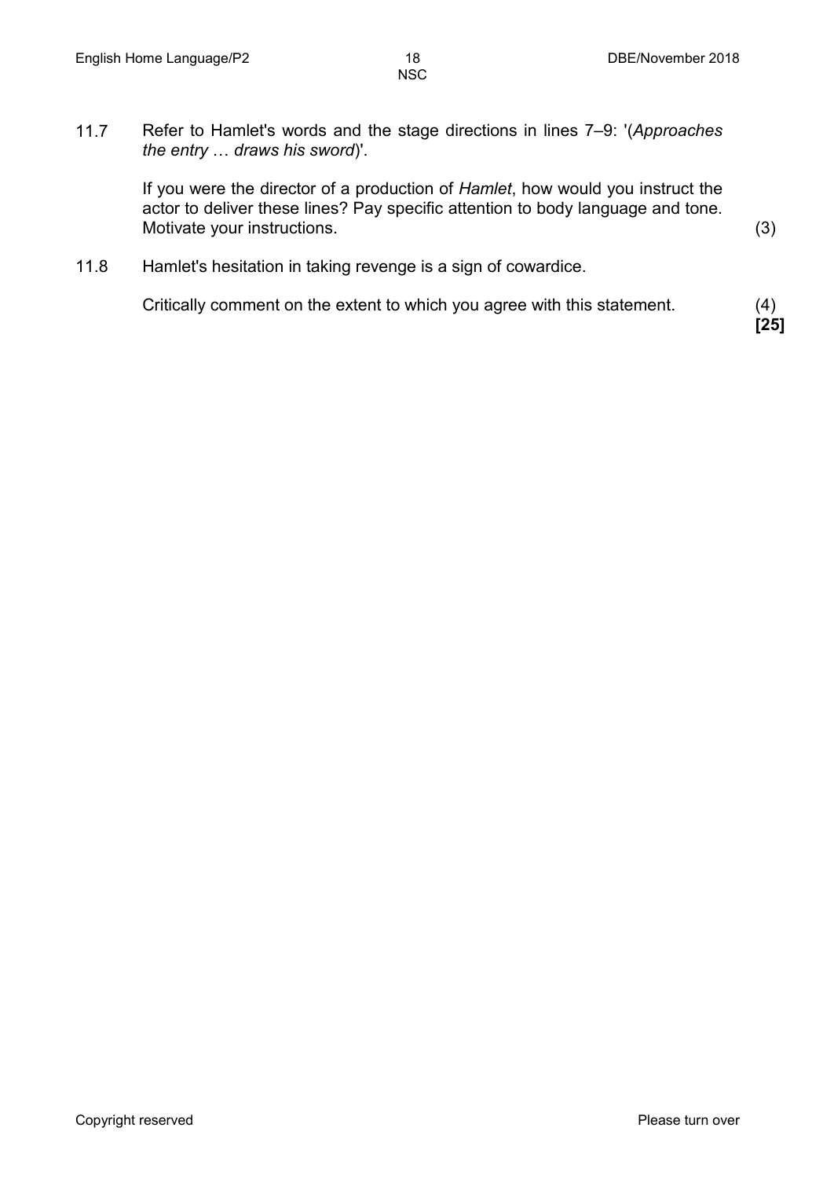11.7 Refer to Hamlet's words and the stage directions in lines 7–9: '(*Approaches the entry … draws his sword*)'.

If you were the director of a production of *Hamlet*, how would you instruct the actor to deliver these lines? Pay specific attention to body language and tone. Motivate your instructions. (3)

11.8 Hamlet's hesitation in taking revenge is a sign of cowardice.

Critically comment on the extent to which you agree with this statement. (4)

**[25]**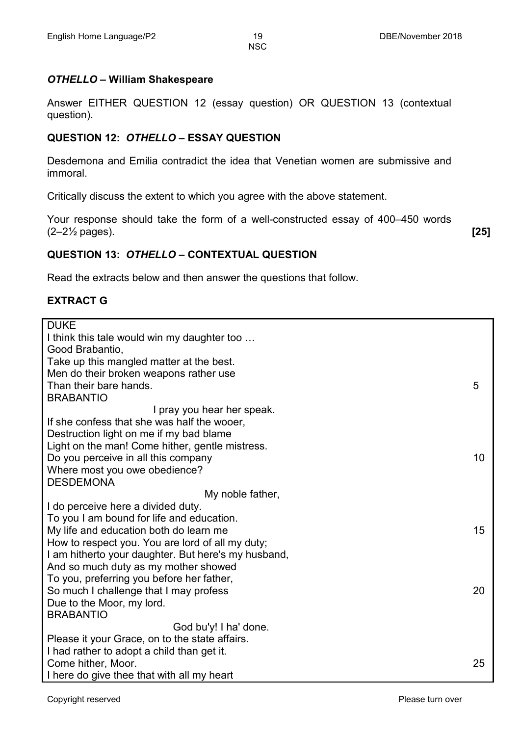## *OTHELLO* – William Shakespeare

Answer EITHER QUESTION 12 (essay question) OR QUESTION 13 (contextual question).

### QUESTION 12: *OTHELLO* – ESSAY QUESTION

Desdemona and Emilia contradict the idea that Venetian women are submissive and immoral.

Critically discuss the extent to which you agree with the above statement.

Your response should take the form of a well-constructed essay of 400–450 words (2–2½ pages). **[25]**

### QUESTION 13: *OTHELLO* – CONTEXTUAL QUESTION

Read the extracts below and then answer the questions that follow.

### EXTRACT G

| | |
|---|---|
| DUKE | |
| I think this tale would win my daughter too … | |
| Good Brabantio, | |
| Take up this mangled matter at the best. | |
| Men do their broken weapons rather use | |
| Than their bare hands. | 5 |
| BRABANTIO | |
| I pray you hear her speak. | |
| If she confess that she was half the wooer, | |
| Destruction light on me if my bad blame | |
| Light on the man! Come hither, gentle mistress. | |
| Do you perceive in all this company | 10 |
| Where most you owe obedience? | |
| DESDEMONA | |
| My noble father, | |
| I do perceive here a divided duty. | |
| To you I am bound for life and education. | |
| My life and education both do learn me | 15 |
| How to respect you. You are lord of all my duty; | |
| I am hitherto your daughter. But here's my husband, | |
| And so much duty as my mother showed | |
| To you, preferring you before her father, | |
| So much I challenge that I may profess | 20 |
| Due to the Moor, my lord. | |
| BRABANTIO | |
| God bu'y! I ha' done. | |
| Please it your Grace, on to the state affairs. | |
| I had rather to adopt a child than get it. | |
| Come hither, Moor. | 25 |
| I here do give thee that with all my heart | |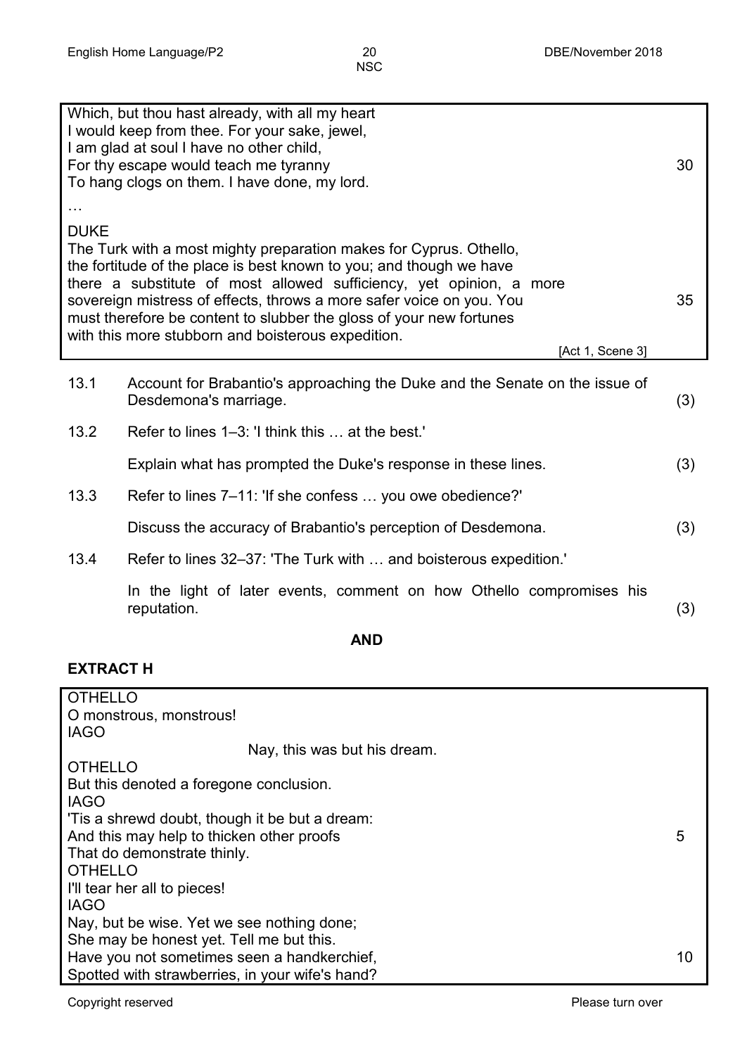| | |
|---|---|
| Which, but thou hast already, with all my heart<br>I would keep from thee. For your sake, jewel,<br>I am glad at soul I have no other child,<br>For thy escape would teach me tyranny<br>To hang clogs on them. I have done, my lord. | 30 |
| … | |
| DUKE<br>The Turk with a most mighty preparation makes for Cyprus. Othello, the fortitude of the place is best known to you; and though we have there a substitute of most allowed sufficiency, yet opinion, a more sovereign mistress of effects, throws a more safer voice on you. You must therefore be content to slubber the gloss of your new fortunes with this more stubborn and boisterous expedition. | 35 |
| [Act 1, Scene 3] | |

| | | |
|---|---|---|
| 13.1 | Account for Brabantio's approaching the Duke and the Senate on the issue of Desdemona's marriage. | (3) |
| 13.2 | Refer to lines 1–3: 'I think this … at the best.'<br><br>Explain what has prompted the Duke's response in these lines. | (3) |
| 13.3 | Refer to lines 7–11: 'If she confess … you owe obedience?'<br><br>Discuss the accuracy of Brabantio's perception of Desdemona. | (3) |
| 13.4 | Refer to lines 32–37: 'The Turk with … and boisterous expedition.'<br><br>In the light of later events, comment on how Othello compromises his reputation. | (3) |

**AND**

**EXTRACT H**

| | |
|---|---|
| OTHELLO<br>O monstrous, monstrous!<br>IAGO<br>Nay, this was but his dream.<br>OTHELLO<br>But this denoted a foregone conclusion.<br>IAGO<br>'Tis a shrewd doubt, though it be but a dream:<br>And this may help to thicken other proofs<br>That do demonstrate thinly. | 5 |
| OTHELLO<br>I'll tear her all to pieces!<br>IAGO<br>Nay, but be wise. Yet we see nothing done;<br>She may be honest yet. Tell me but this.<br>Have you not sometimes seen a handkerchief,<br>Spotted with strawberries, in your wife's hand? | 10 |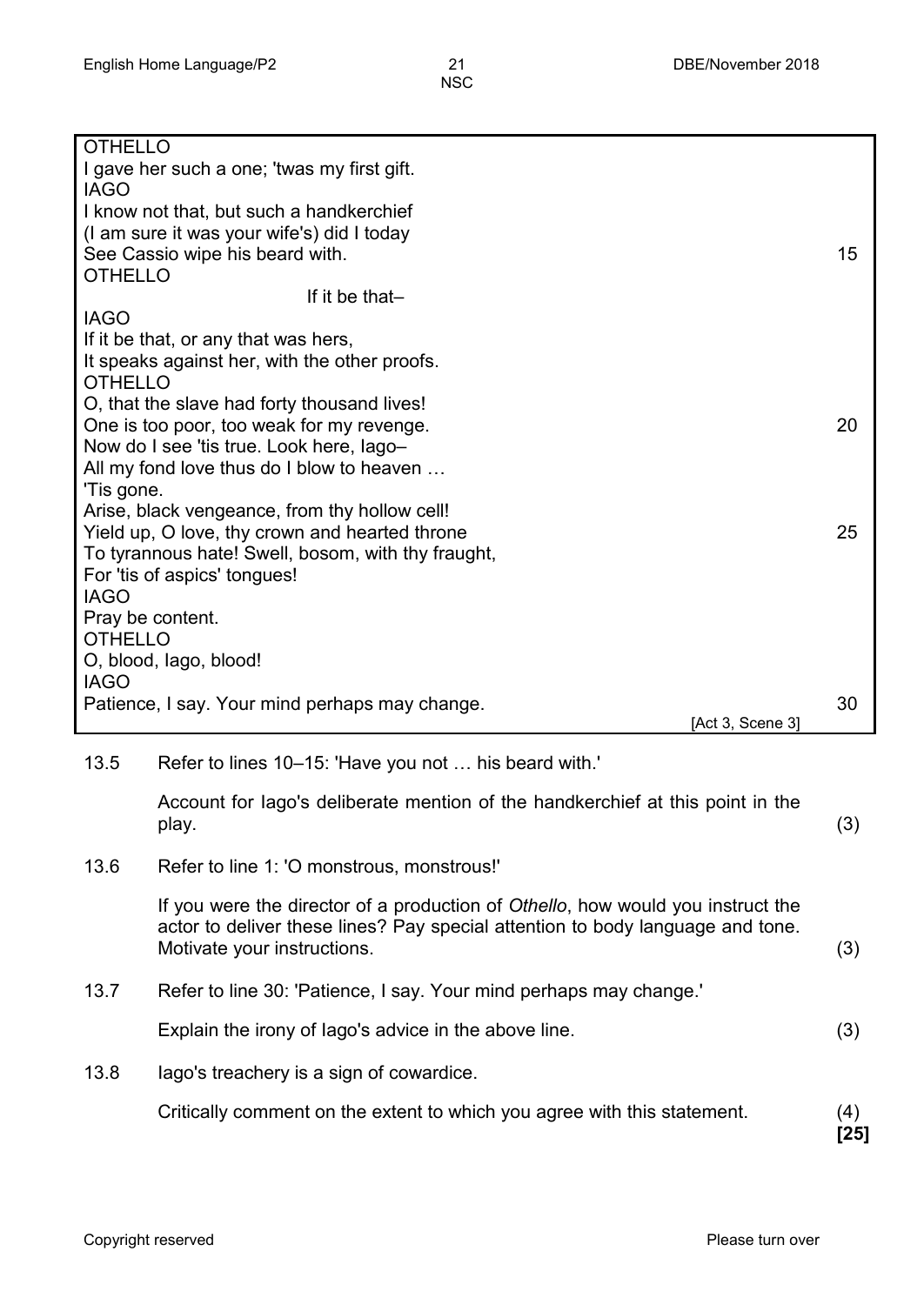OTHELLO
I gave her such a one; 'twas my first gift.
IAGO
I know not that, but such a handkerchief
(I am sure it was your wife's) did I today
See Cassio wipe his beard with. 15
OTHELLO
If it be that–
IAGO
If it be that, or any that was hers,
It speaks against her, with the other proofs.
OTHELLO
O, that the slave had forty thousand lives!
One is too poor, too weak for my revenge. 20
Now do I see 'tis true. Look here, Iago–
All my fond love thus do I blow to heaven …
'Tis gone.
Arise, black vengeance, from thy hollow cell!
Yield up, O love, thy crown and hearted throne 25
To tyrannous hate! Swell, bosom, with thy fraught,
For 'tis of aspics' tongues!
IAGO
Pray be content.
OTHELLO
O, blood, Iago, blood!
IAGO
Patience, I say. Your mind perhaps may change. 30

[Act 3, Scene 3]

13.5 Refer to lines 10–15: 'Have you not … his beard with.'

Account for Iago's deliberate mention of the handkerchief at this point in the play. (3)

13.6 Refer to line 1: 'O monstrous, monstrous!'

If you were the director of a production of *Othello*, how would you instruct the actor to deliver these lines? Pay special attention to body language and tone. Motivate your instructions. (3)

13.7 Refer to line 30: 'Patience, I say. Your mind perhaps may change.'

Explain the irony of Iago's advice in the above line. (3)

13.8 Iago's treachery is a sign of cowardice.

Critically comment on the extent to which you agree with this statement. (4)

**[25]**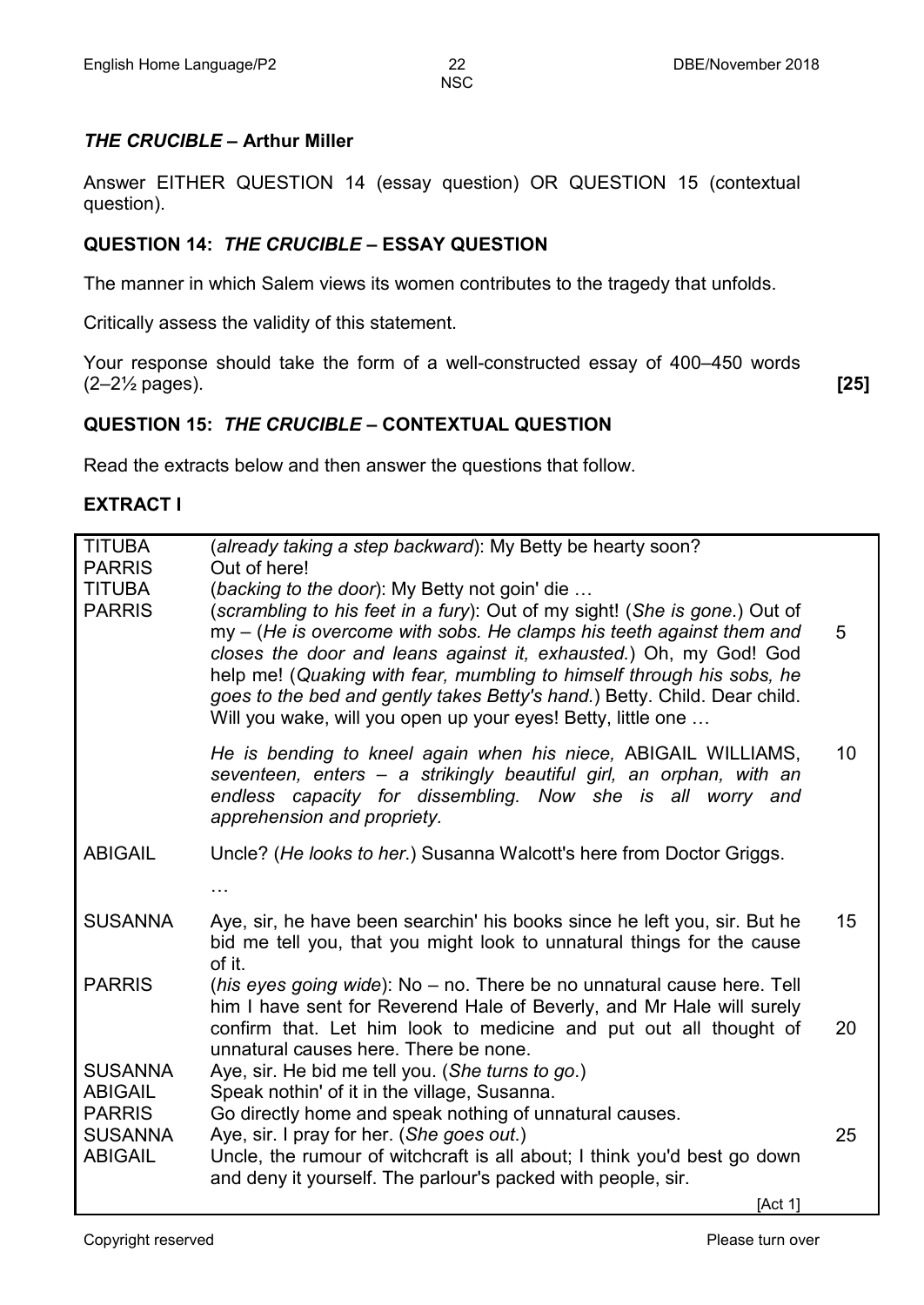## *THE CRUCIBLE* – Arthur Miller

Answer EITHER QUESTION 14 (essay question) OR QUESTION 15 (contextual question).

### QUESTION 14: *THE CRUCIBLE* – ESSAY QUESTION

The manner in which Salem views its women contributes to the tragedy that unfolds.

Critically assess the validity of this statement.

Your response should take the form of a well-constructed essay of 400–450 words (2–2½ pages). **[25]**

### QUESTION 15: *THE CRUCIBLE* – CONTEXTUAL QUESTION

Read the extracts below and then answer the questions that follow.

### EXTRACT I

| | | |
|---|---|---|
| TITUBA | (*already taking a step backward*): My Betty be hearty soon? | |
| PARRIS | Out of here! | |
| TITUBA | (*backing to the door*): My Betty not goin' die … | |
| PARRIS | (*scrambling to his feet in a fury*): Out of my sight! (*She is gone.*) Out of my – (*He is overcome with sobs. He clamps his teeth against them and closes the door and leans against it, exhausted.*) Oh, my God! God help me! (*Quaking with fear, mumbling to himself through his sobs, he goes to the bed and gently takes Betty's hand.*) Betty. Child. Dear child. Will you wake, will you open up your eyes! Betty, little one … | 5 |
| | *He is bending to kneel again when his niece,* ABIGAIL WILLIAMS, *seventeen, enters – a strikingly beautiful girl, an orphan, with an endless capacity for dissembling. Now she is all worry and apprehension and propriety.* | 10 |
| ABIGAIL | Uncle? (*He looks to her.*) Susanna Walcott's here from Doctor Griggs. | |
| | … | |
| SUSANNA | Aye, sir, he have been searchin' his books since he left you, sir. But he bid me tell you, that you might look to unnatural things for the cause of it. | 15 |
| PARRIS | (*his eyes going wide*): No – no. There be no unnatural cause here. Tell him I have sent for Reverend Hale of Beverly, and Mr Hale will surely confirm that. Let him look to medicine and put out all thought of unnatural causes here. There be none. | 20 |
| SUSANNA | Aye, sir. He bid me tell you. (*She turns to go.*) | |
| ABIGAIL | Speak nothin' of it in the village, Susanna. | |
| PARRIS | Go directly home and speak nothing of unnatural causes. | |
| SUSANNA | Aye, sir. I pray for her. (*She goes out.*) | 25 |
| ABIGAIL | Uncle, the rumour of witchcraft is all about; I think you'd best go down and deny it yourself. The parlour's packed with people, sir. | |
| | [Act 1] | |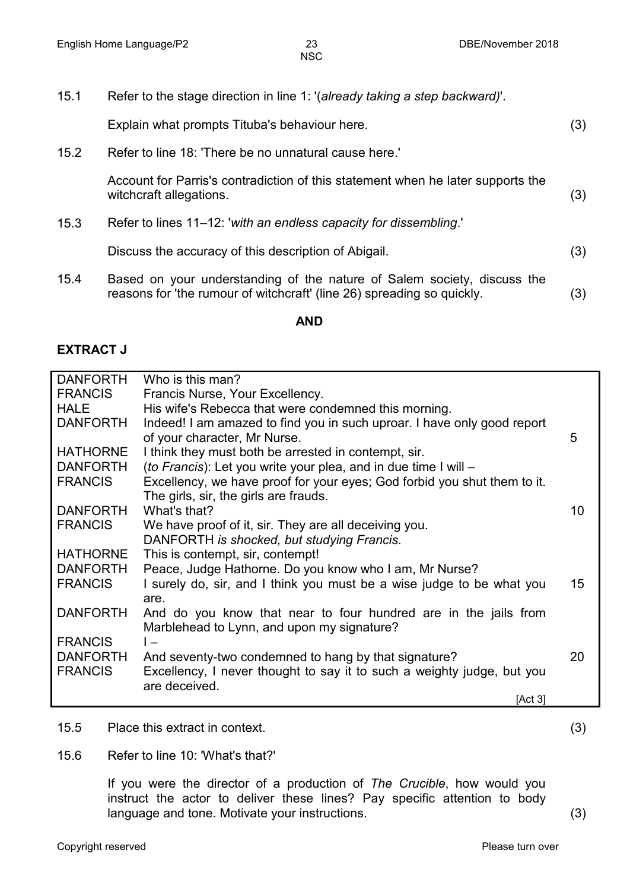15.1 Refer to the stage direction in line 1: '(*already taking a step backward)*'.

Explain what prompts Tituba's behaviour here. (3)

15.2 Refer to line 18: 'There be no unnatural cause here.'

Account for Parris's contradiction of this statement when he later supports the witchcraft allegations. (3)

15.3 Refer to lines 11–12: '*with an endless capacity for dissembling*.'

Discuss the accuracy of this description of Abigail. (3)

15.4 Based on your understanding of the nature of Salem society, discuss the reasons for 'the rumour of witchcraft' (line 26) spreading so quickly. (3)

**AND**

## EXTRACT J

| | | |
|---|---|---|
| DANFORTH | Who is this man? | |
| FRANCIS | Francis Nurse, Your Excellency. | |
| HALE | His wife's Rebecca that were condemned this morning. | |
| DANFORTH | Indeed! I am amazed to find you in such uproar. I have only good report of your character, Mr Nurse. | 5 |
| HATHORNE | I think they must both be arrested in contempt, sir. | |
| DANFORTH | (*to Francis*): Let you write your plea, and in due time I will – | |
| FRANCIS | Excellency, we have proof for your eyes; God forbid you shut them to it. The girls, sir, the girls are frauds. | |
| DANFORTH | What's that? | 10 |
| FRANCIS | We have proof of it, sir. They are all deceiving you. DANFORTH *is shocked, but studying Francis.* | |
| HATHORNE | This is contempt, sir, contempt! | |
| DANFORTH | Peace, Judge Hathorne. Do you know who I am, Mr Nurse? | |
| FRANCIS | I surely do, sir, and I think you must be a wise judge to be what you are. | 15 |
| DANFORTH | And do you know that near to four hundred are in the jails from Marblehead to Lynn, and upon my signature? | |
| FRANCIS | I – | |
| DANFORTH | And seventy-two condemned to hang by that signature? | 20 |
| FRANCIS | Excellency, I never thought to say it to such a weighty judge, but you are deceived. | |
| | [Act 3] | |

15.5 Place this extract in context. (3)

15.6 Refer to line 10: 'What's that?'

If you were the director of a production of *The Crucible*, how would you instruct the actor to deliver these lines? Pay specific attention to body language and tone. Motivate your instructions. (3)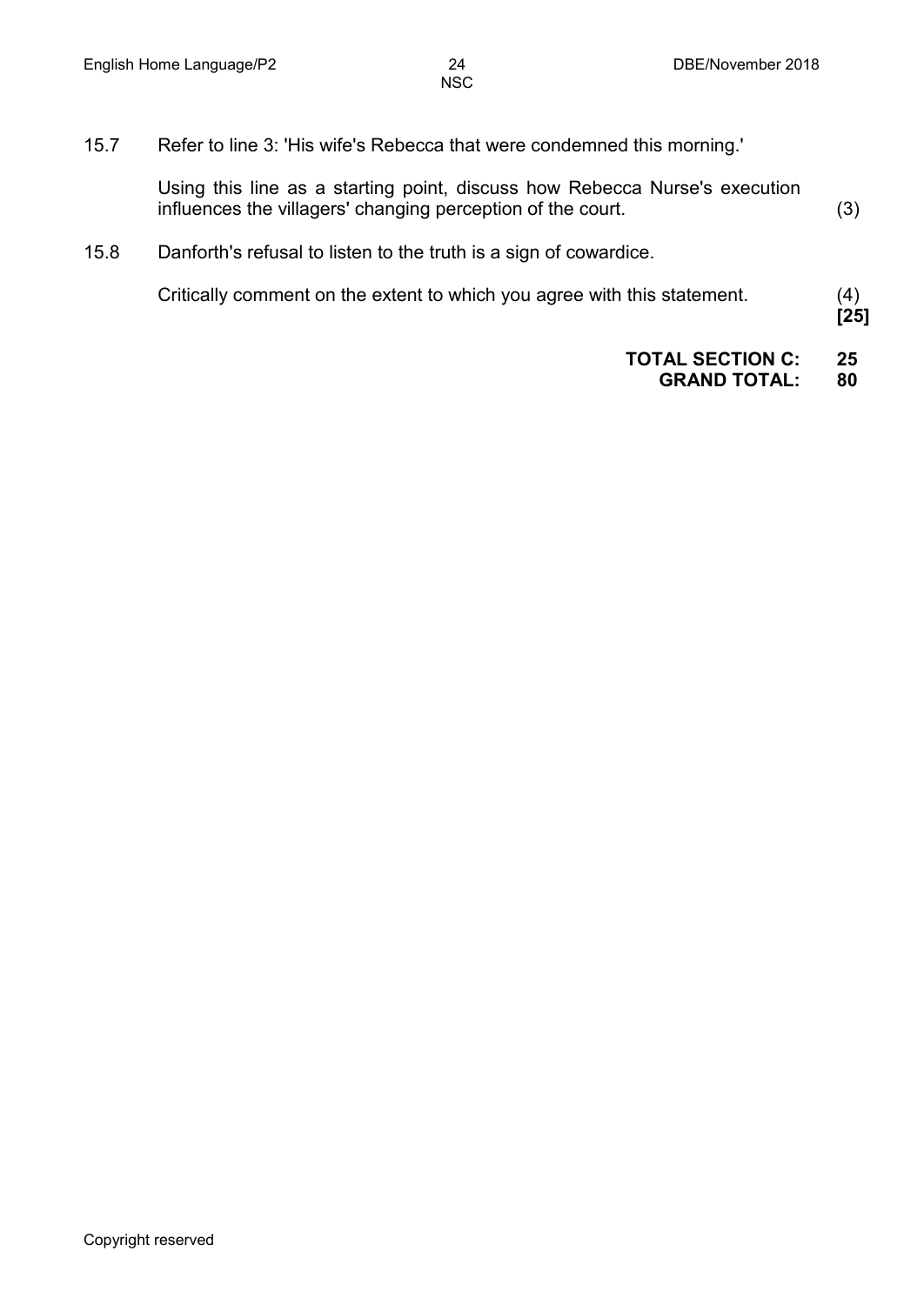15.7 Refer to line 3: 'His wife's Rebecca that were condemned this morning.'

Using this line as a starting point, discuss how Rebecca Nurse's execution influences the villagers' changing perception of the court. (3)

15.8 Danforth's refusal to listen to the truth is a sign of cowardice.

Critically comment on the extent to which you agree with this statement. (4)
**[25]**

**TOTAL SECTION C: 25**
**GRAND TOTAL: 80**